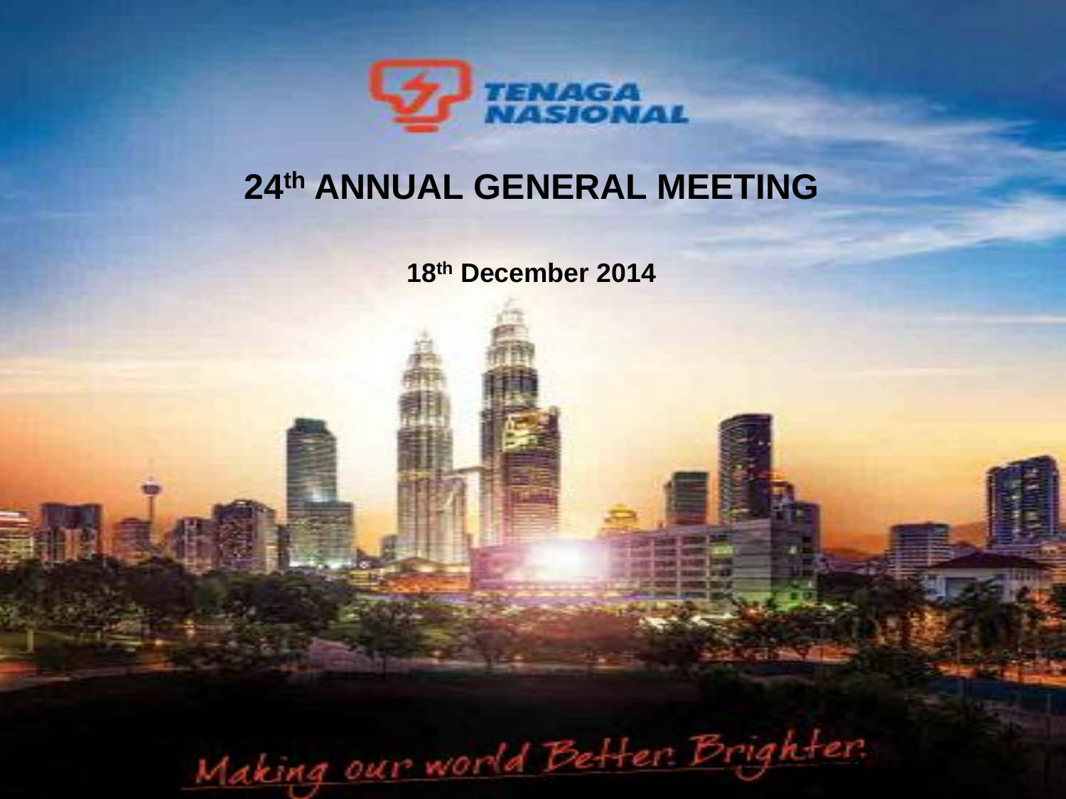TENAGA NASIONAL

# 24th ANNUAL GENERAL MEETING

**18th December 2014**

*Making our world Better. Brighter.*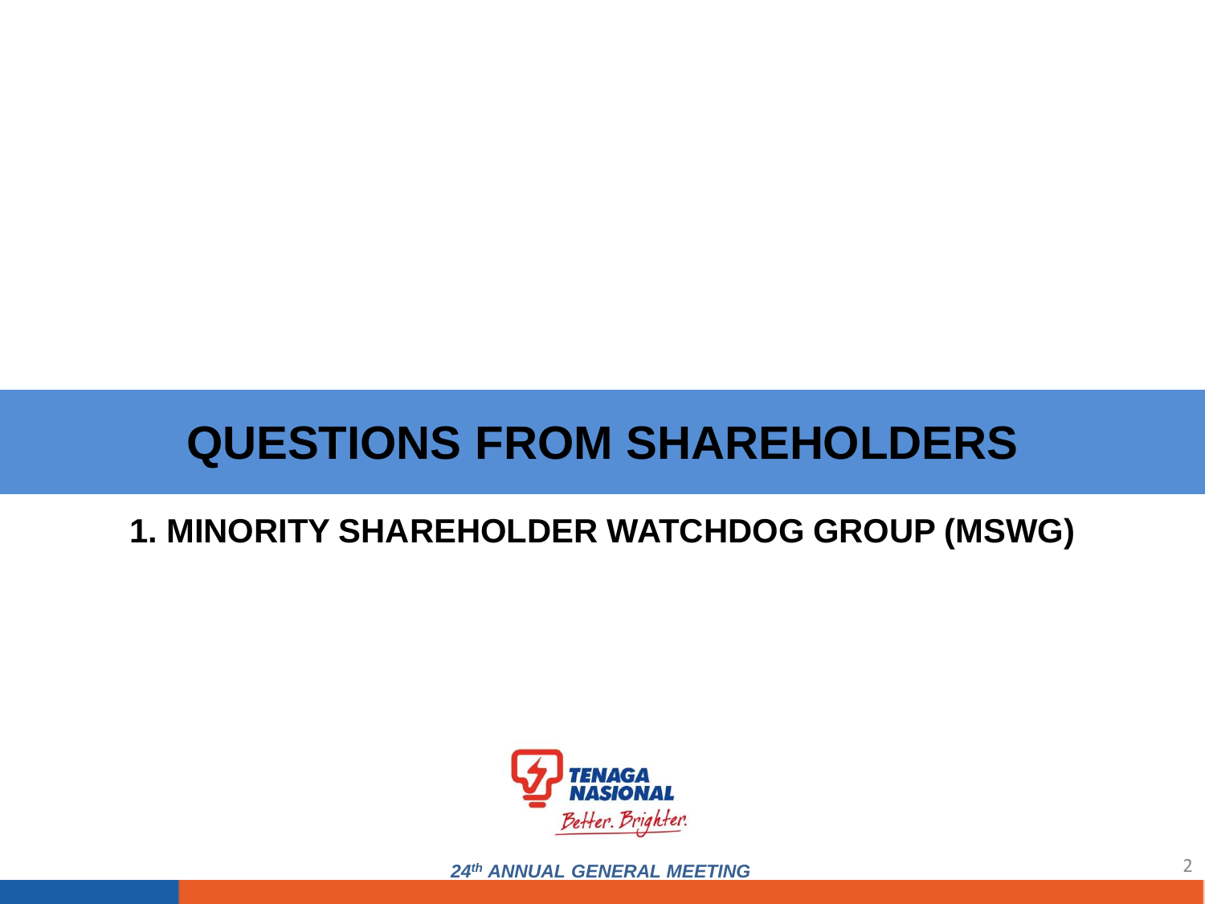# QUESTIONS FROM SHAREHOLDERS

## 1. MINORITY SHAREHOLDER WATCHDOG GROUP (MSWG)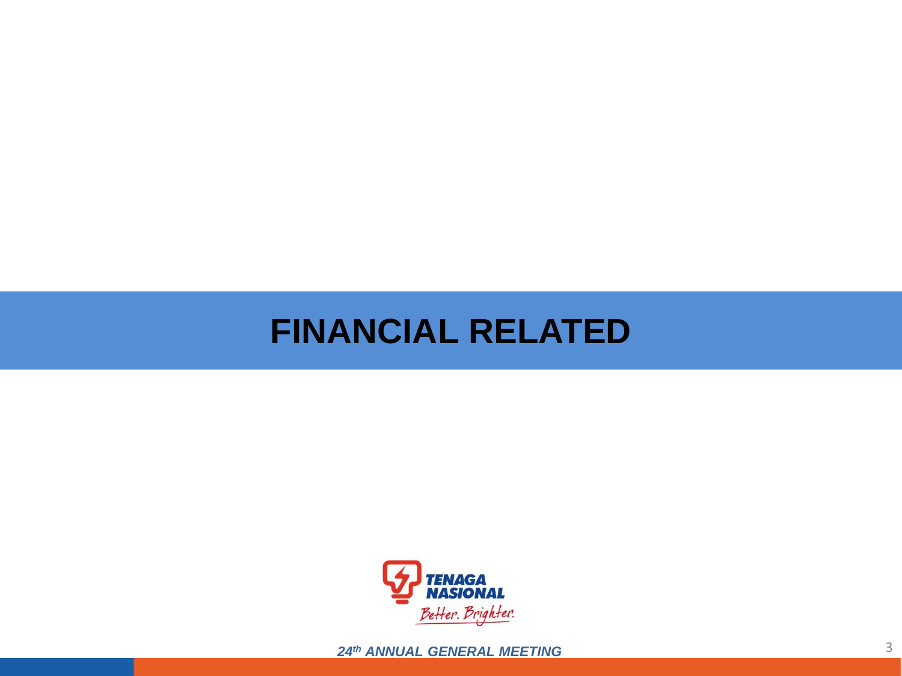# FINANCIAL RELATED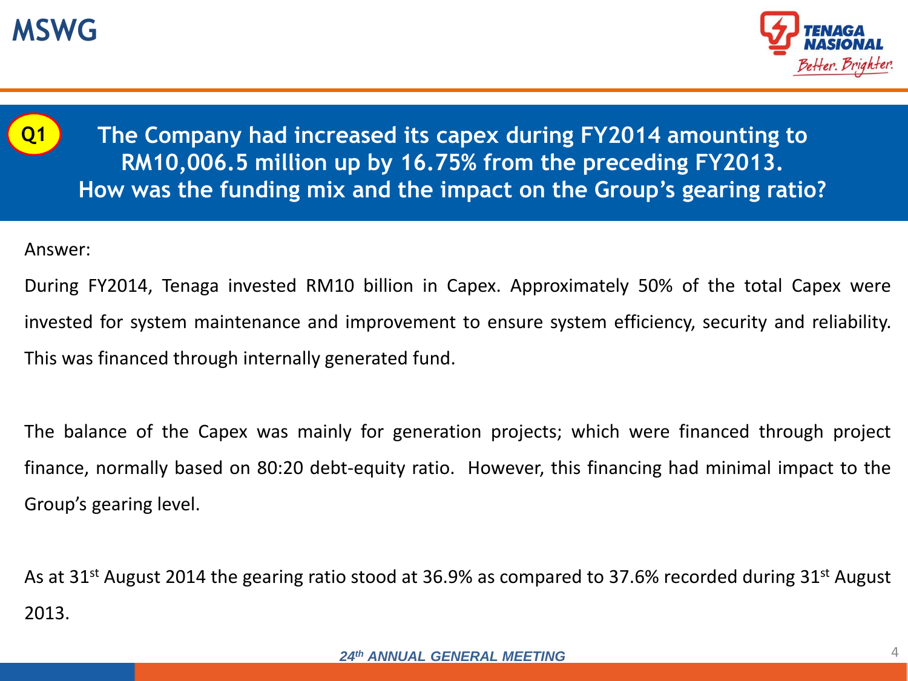# MSWG

**Q1**

**The Company had increased its capex during FY2014 amounting to RM10,006.5 million up by 16.75% from the preceding FY2013. How was the funding mix and the impact on the Group's gearing ratio?**

Answer:

During FY2014, Tenaga invested RM10 billion in Capex. Approximately 50% of the total Capex were invested for system maintenance and improvement to ensure system efficiency, security and reliability. This was financed through internally generated fund.

The balance of the Capex was mainly for generation projects; which were financed through project finance, normally based on 80:20 debt-equity ratio. However, this financing had minimal impact to the Group's gearing level.

As at 31st August 2014 the gearing ratio stood at 36.9% as compared to 37.6% recorded during 31st August 2013.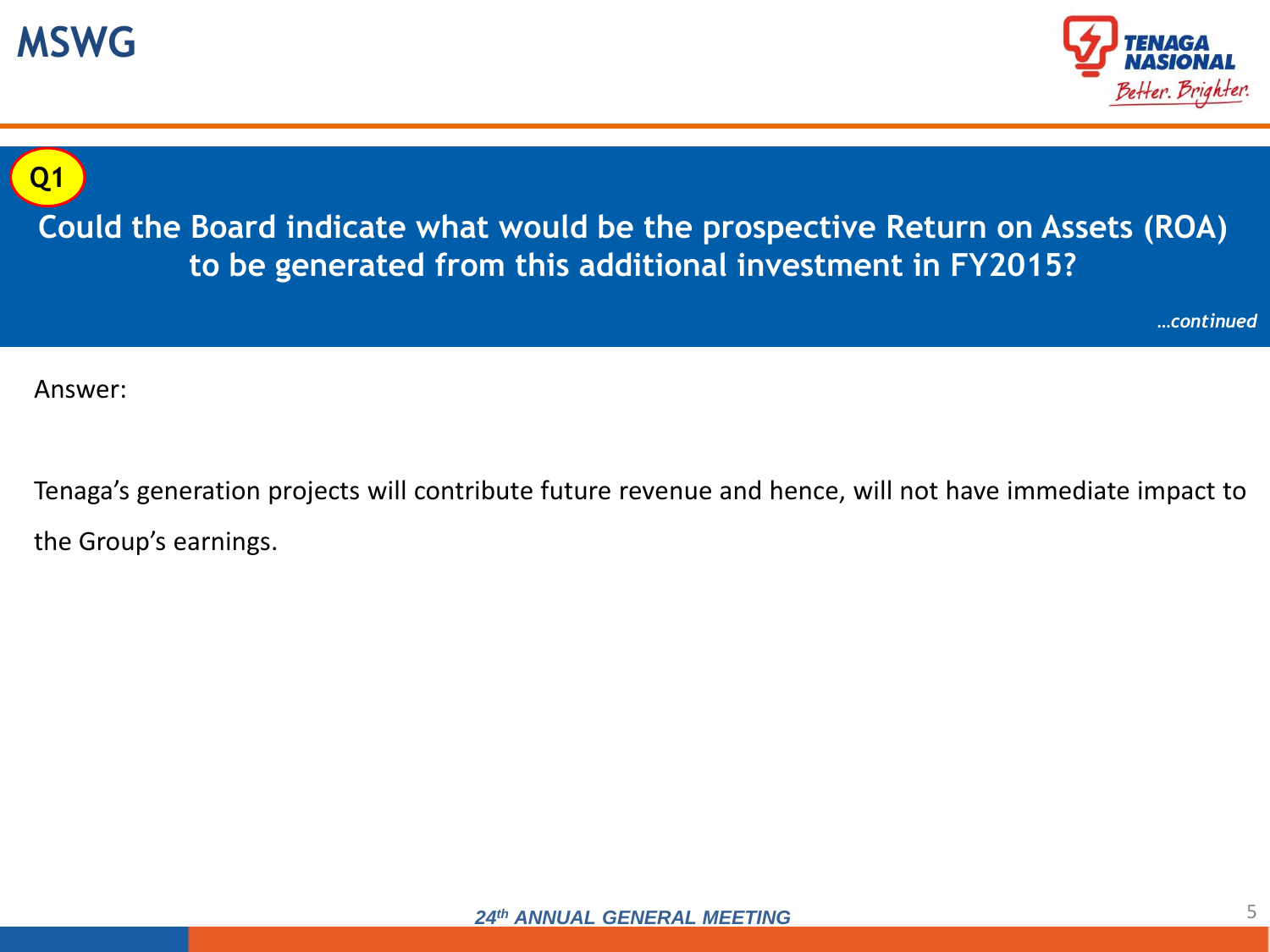MSWG

**Q1**

## Could the Board indicate what would be the prospective Return on Assets (ROA) to be generated from this additional investment in FY2015?

*…continued*

Answer:

Tenaga's generation projects will contribute future revenue and hence, will not have immediate impact to the Group's earnings.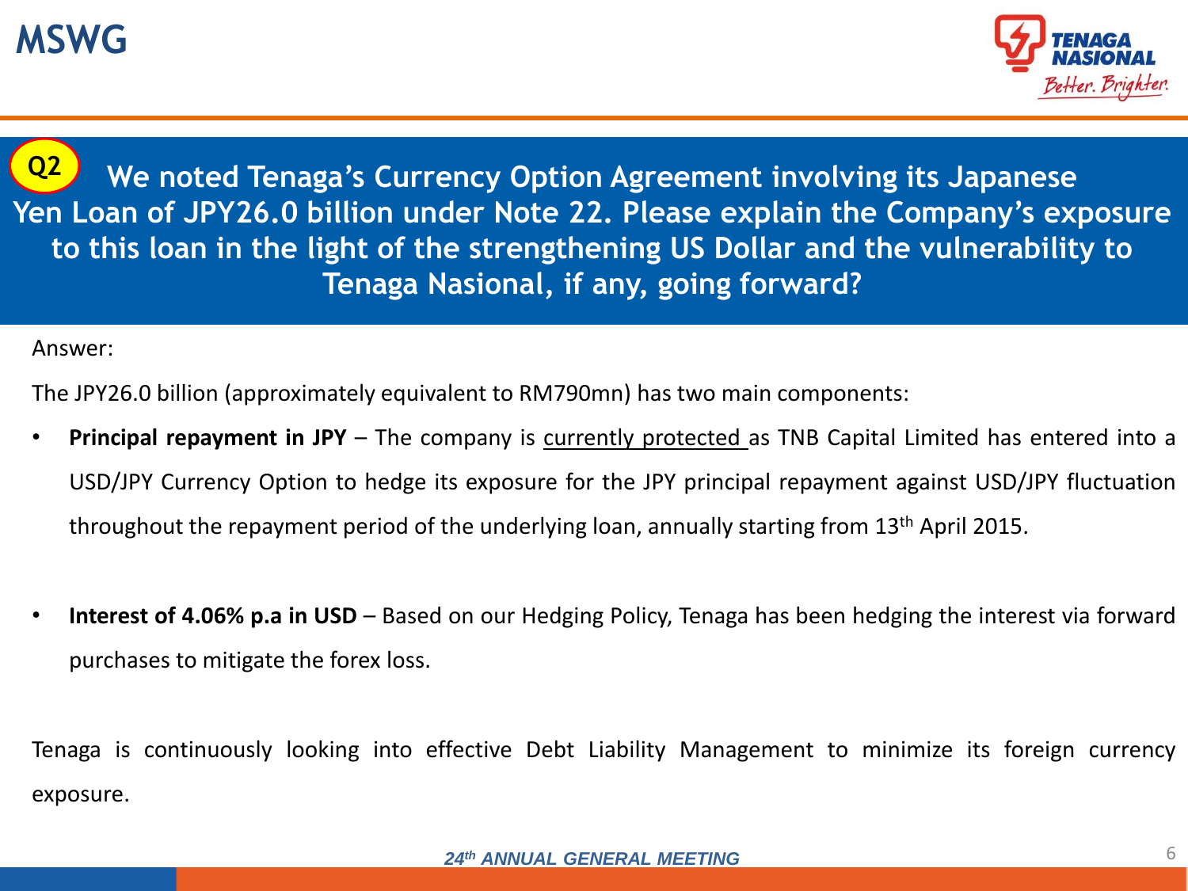MSWG

## Q2 We noted Tenaga's Currency Option Agreement involving its Japanese Yen Loan of JPY26.0 billion under Note 22. Please explain the Company's exposure to this loan in the light of the strengthening US Dollar and the vulnerability to Tenaga Nasional, if any, going forward?

Answer:

The JPY26.0 billion (approximately equivalent to RM790mn) has two main components:

- **Principal repayment in JPY** – The company is currently protected as TNB Capital Limited has entered into a USD/JPY Currency Option to hedge its exposure for the JPY principal repayment against USD/JPY fluctuation throughout the repayment period of the underlying loan, annually starting from 13th April 2015.

- **Interest of 4.06% p.a in USD** – Based on our Hedging Policy, Tenaga has been hedging the interest via forward purchases to mitigate the forex loss.

Tenaga is continuously looking into effective Debt Liability Management to minimize its foreign currency exposure.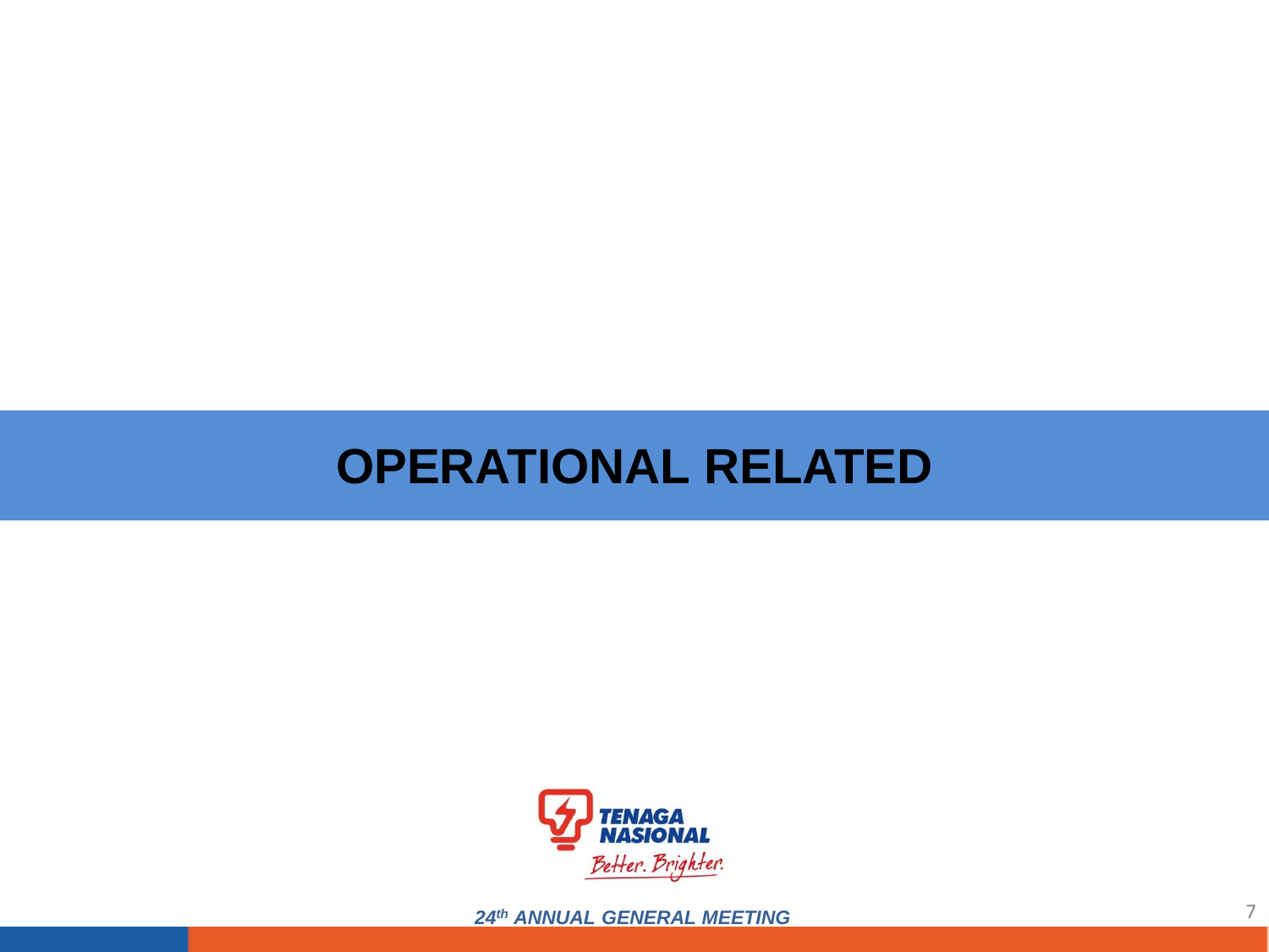# OPERATIONAL RELATED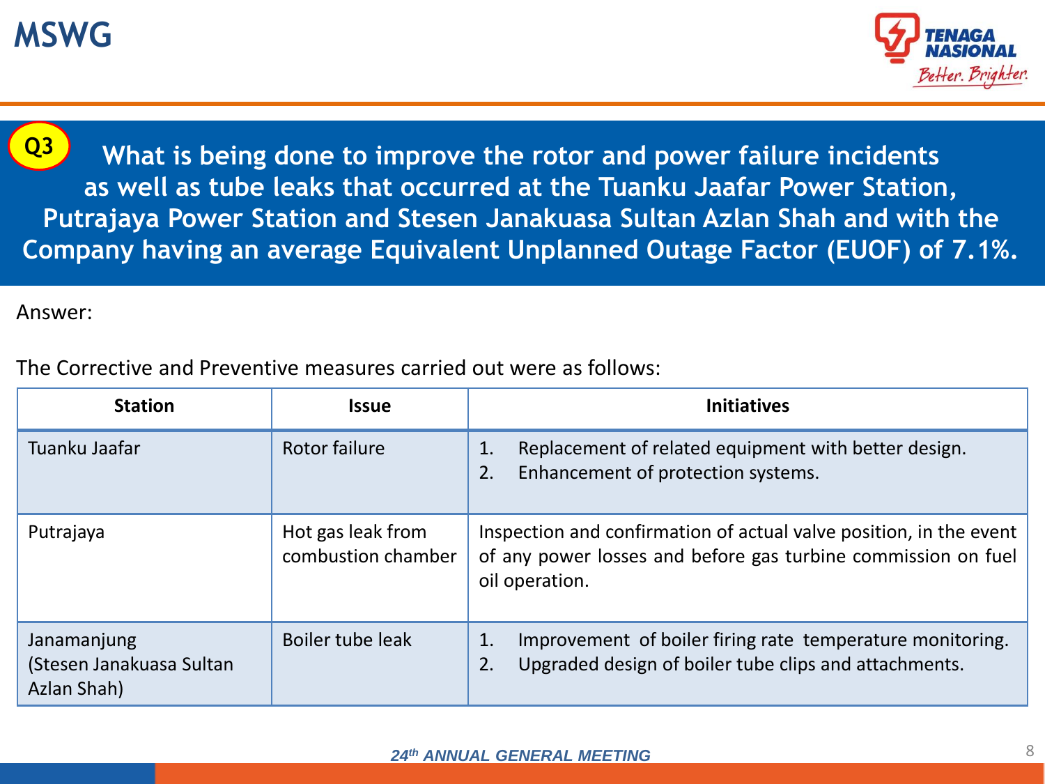# MSWG

**Q3** What is being done to improve the rotor and power failure incidents as well as tube leaks that occurred at the Tuanku Jaafar Power Station, Putrajaya Power Station and Stesen Janakuasa Sultan Azlan Shah and with the Company having an average Equivalent Unplanned Outage Factor (EUOF) of 7.1%.

Answer:

The Corrective and Preventive measures carried out were as follows:

| Station | Issue | Initiatives |
|---|---|---|
| Tuanku Jaafar | Rotor failure | 1. Replacement of related equipment with better design.<br>2. Enhancement of protection systems. |
| Putrajaya | Hot gas leak from combustion chamber | Inspection and confirmation of actual valve position, in the event of any power losses and before gas turbine commission on fuel oil operation. |
| Janamanjung (Stesen Janakuasa Sultan Azlan Shah) | Boiler tube leak | 1. Improvement of boiler firing rate temperature monitoring.<br>2. Upgraded design of boiler tube clips and attachments. |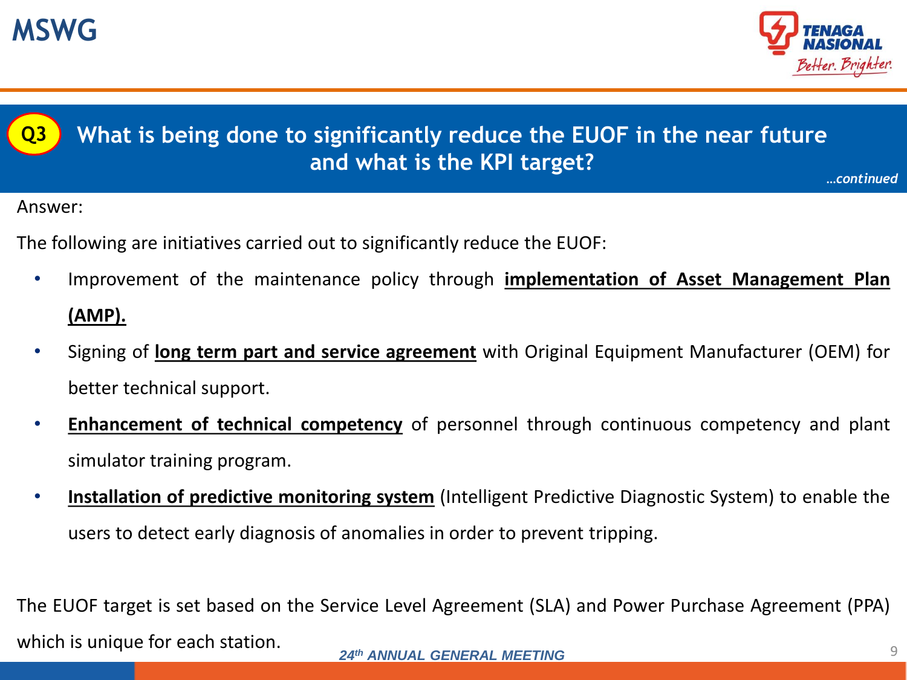## Q3 What is being done to significantly reduce the EUOF in the near future and what is the KPI target?

*…continued*

Answer:

The following are initiatives carried out to significantly reduce the EUOF:

- Improvement of the maintenance policy through **implementation of Asset Management Plan (AMP).**
- Signing of **long term part and service agreement** with Original Equipment Manufacturer (OEM) for better technical support.
- **Enhancement of technical competency** of personnel through continuous competency and plant simulator training program.
- **Installation of predictive monitoring system** (Intelligent Predictive Diagnostic System) to enable the users to detect early diagnosis of anomalies in order to prevent tripping.

The EUOF target is set based on the Service Level Agreement (SLA) and Power Purchase Agreement (PPA) which is unique for each station.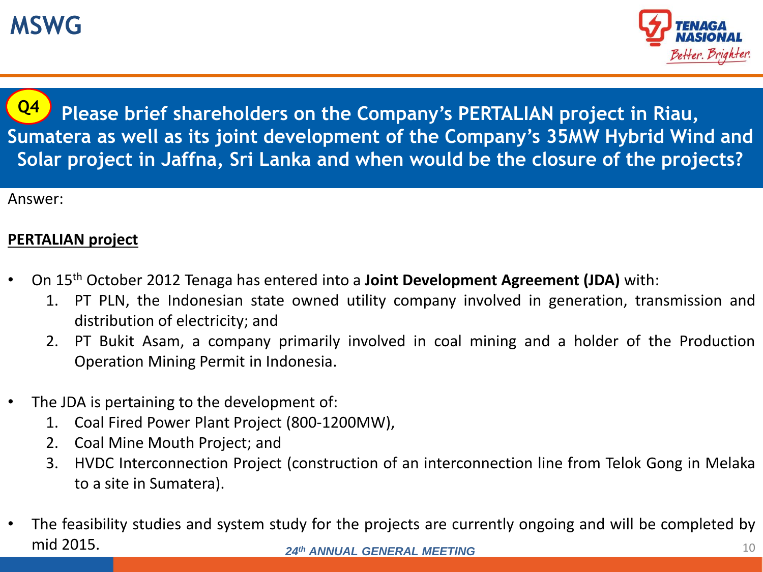# MSWG

## Q4 Please brief shareholders on the Company's PERTALIAN project in Riau, Sumatera as well as its joint development of the Company's 35MW Hybrid Wind and Solar project in Jaffna, Sri Lanka and when would be the closure of the projects?

Answer:

**PERTALIAN project**

- On 15th October 2012 Tenaga has entered into a **Joint Development Agreement (JDA)** with:
  1. PT PLN, the Indonesian state owned utility company involved in generation, transmission and distribution of electricity; and
  2. PT Bukit Asam, a company primarily involved in coal mining and a holder of the Production Operation Mining Permit in Indonesia.

- The JDA is pertaining to the development of:
  1. Coal Fired Power Plant Project (800-1200MW),
  2. Coal Mine Mouth Project; and
  3. HVDC Interconnection Project (construction of an interconnection line from Telok Gong in Melaka to a site in Sumatera).

- The feasibility studies and system study for the projects are currently ongoing and will be completed by mid 2015.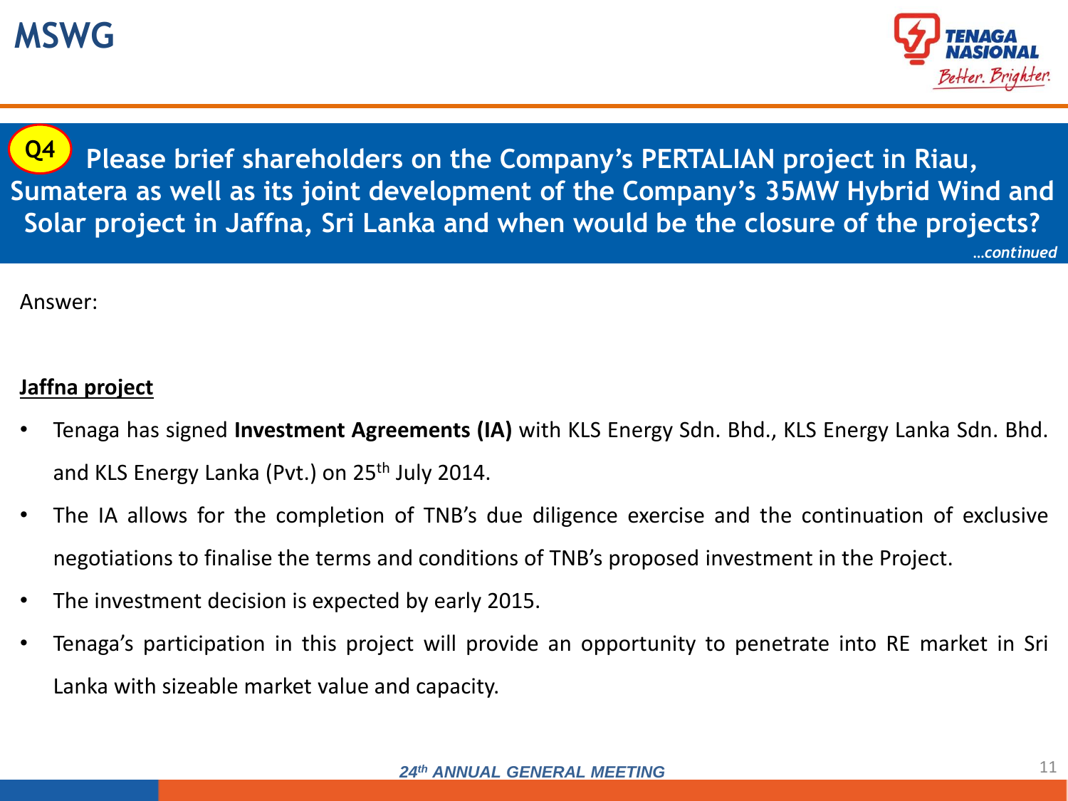MSWG

**Q4** Please brief shareholders on the Company's PERTALIAN project in Riau, Sumatera as well as its joint development of the Company's 35MW Hybrid Wind and Solar project in Jaffna, Sri Lanka and when would be the closure of the projects?

*...continued*

Answer:

**Jaffna project**

- Tenaga has signed **Investment Agreements (IA)** with KLS Energy Sdn. Bhd., KLS Energy Lanka Sdn. Bhd. and KLS Energy Lanka (Pvt.) on 25th July 2014.
- The IA allows for the completion of TNB's due diligence exercise and the continuation of exclusive negotiations to finalise the terms and conditions of TNB's proposed investment in the Project.
- The investment decision is expected by early 2015.
- Tenaga's participation in this project will provide an opportunity to penetrate into RE market in Sri Lanka with sizeable market value and capacity.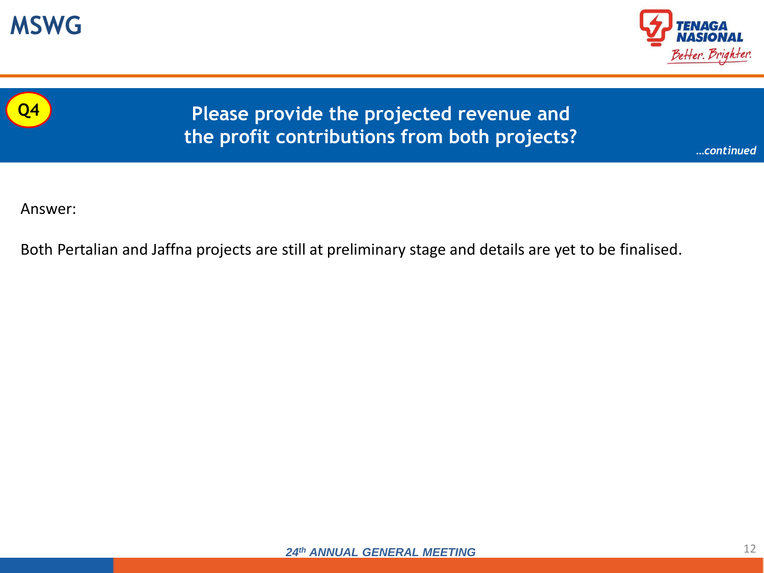# MSWG

**Q4**

## Please provide the projected revenue and the profit contributions from both projects?

*…continued*

Answer:

Both Pertalian and Jaffna projects are still at preliminary stage and details are yet to be finalised.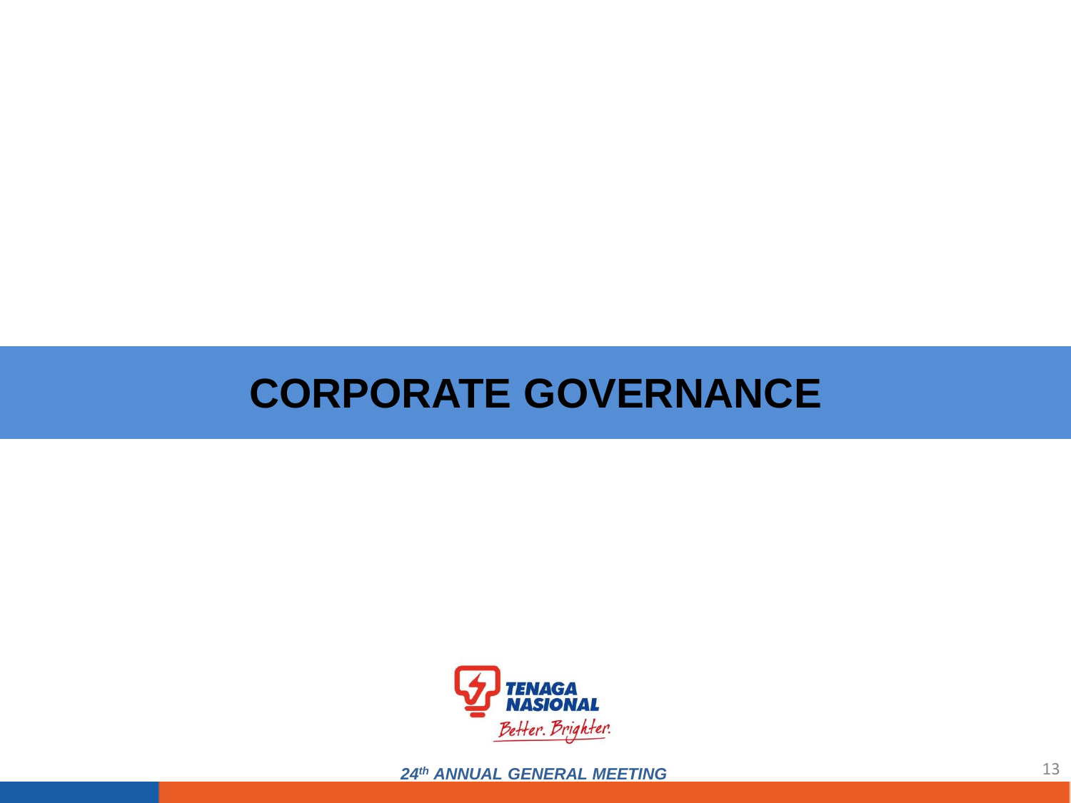# CORPORATE GOVERNANCE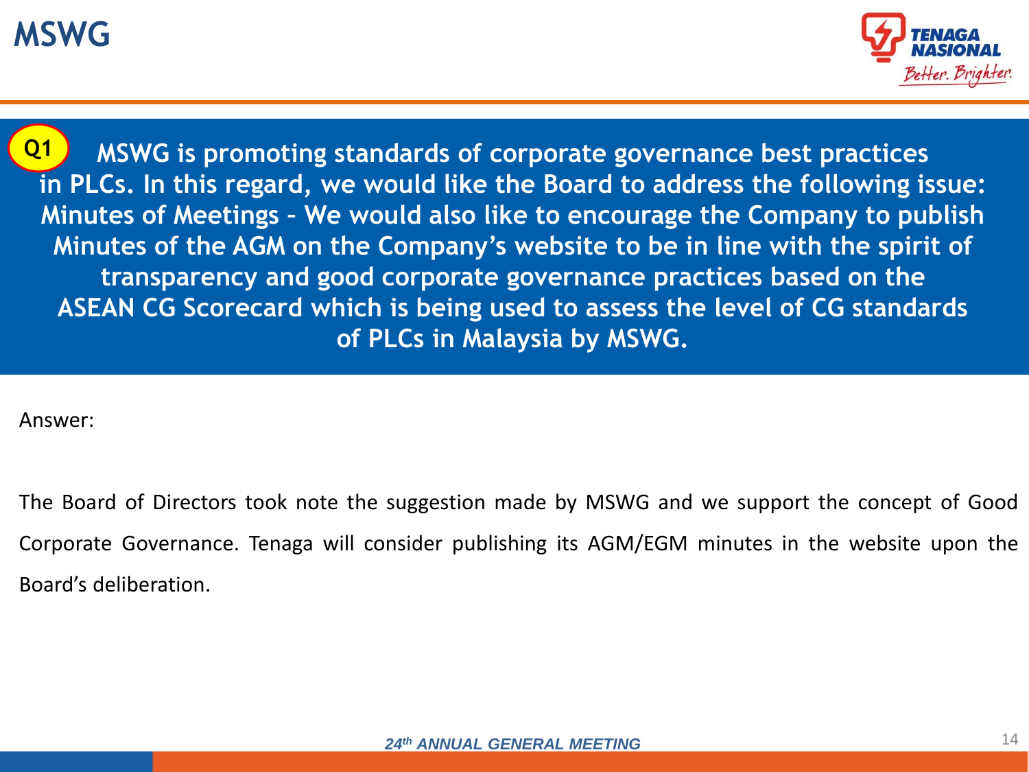# MSWG

**Q1** **MSWG is promoting standards of corporate governance best practices in PLCs. In this regard, we would like the Board to address the following issue: Minutes of Meetings – We would also like to encourage the Company to publish Minutes of the AGM on the Company's website to be in line with the spirit of transparency and good corporate governance practices based on the ASEAN CG Scorecard which is being used to assess the level of CG standards of PLCs in Malaysia by MSWG.**

Answer:

The Board of Directors took note the suggestion made by MSWG and we support the concept of Good Corporate Governance. Tenaga will consider publishing its AGM/EGM minutes in the website upon the Board's deliberation.